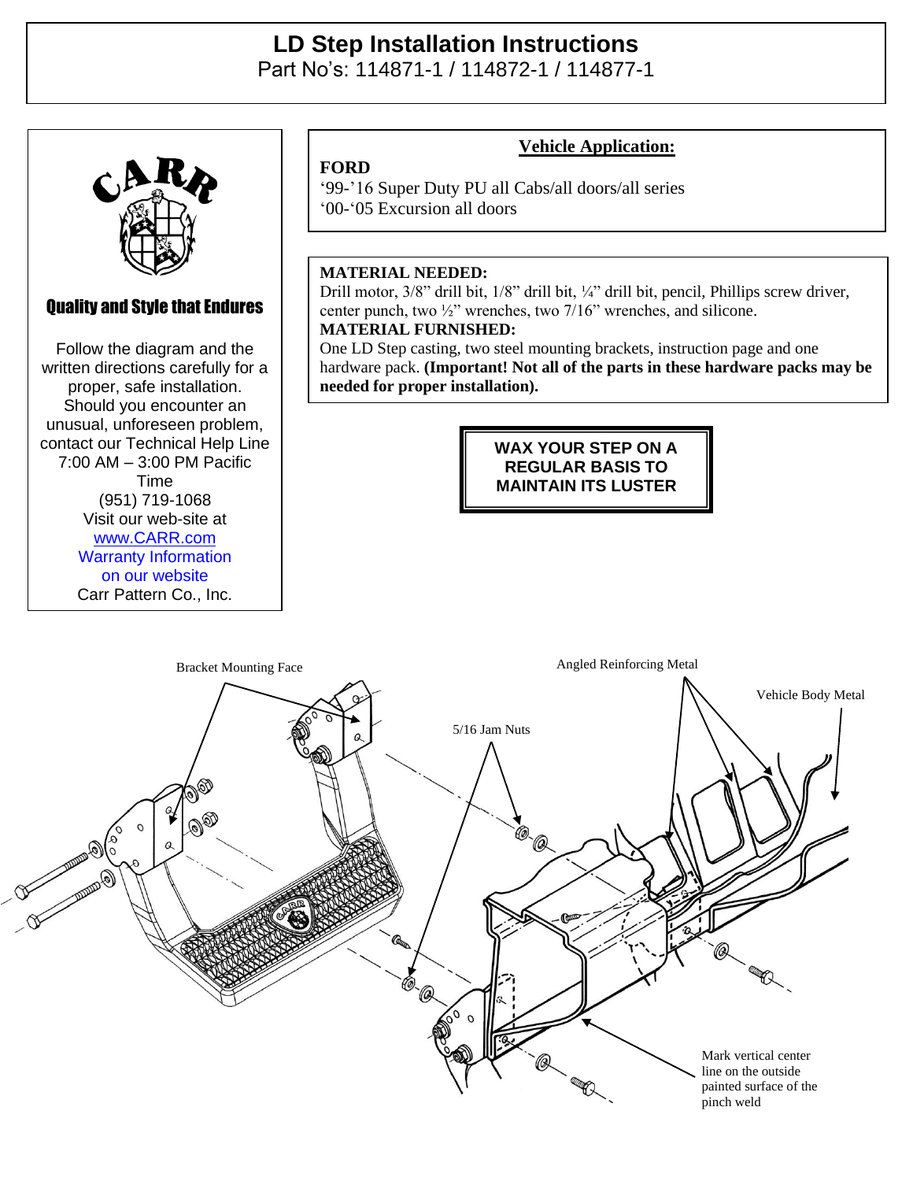# LD Step Installation Instructions

Part No's: 114871-1 / 114872-1 / 114877-1

CARR

**Quality and Style that Endures**

Follow the diagram and the written directions carefully for a proper, safe installation. Should you encounter an unusual, unforeseen problem, contact our Technical Help Line 7:00 AM – 3:00 PM Pacific Time
(951) 719-1068
Visit our web-site at
www.CARR.com
Warranty Information on our website
Carr Pattern Co., Inc.

## Vehicle Application:

**FORD**
'99-'16 Super Duty PU all Cabs/all doors/all series
'00-'05 Excursion all doors

**MATERIAL NEEDED:**
Drill motor, 3/8" drill bit, 1/8" drill bit, ¼" drill bit, pencil, Phillips screw driver, center punch, two ½" wrenches, two 7/16" wrenches, and silicone.

**MATERIAL FURNISHED:**
One LD Step casting, two steel mounting brackets, instruction page and one hardware pack. **(Important! Not all of the parts in these hardware packs may be needed for proper installation).**

**WAX YOUR STEP ON A REGULAR BASIS TO MAINTAIN ITS LUSTER**

Bracket Mounting Face

Angled Reinforcing Metal

Vehicle Body Metal

5/16 Jam Nuts

Mark vertical center line on the outside painted surface of the pinch weld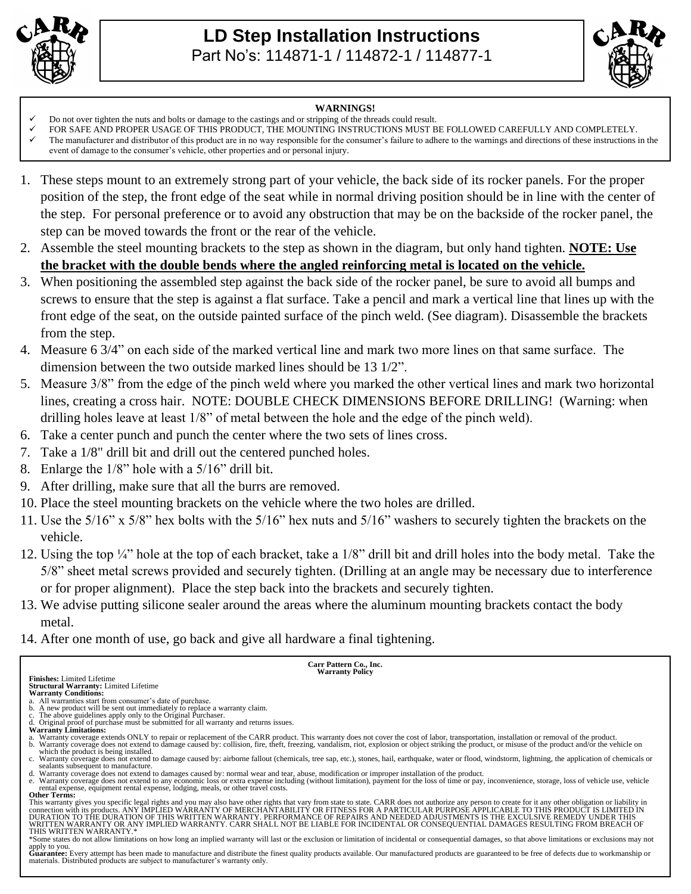# LD Step Installation Instructions

Part No's: 114871-1 / 114872-1 / 114877-1

**WARNINGS!**

- ✓ Do not over tighten the nuts and bolts or damage to the castings and or stripping of the threads could result.
- ✓ FOR SAFE AND PROPER USAGE OF THIS PRODUCT, THE MOUNTING INSTRUCTIONS MUST BE FOLLOWED CAREFULLY AND COMPLETELY.
- ✓ The manufacturer and distributor of this product are in no way responsible for the consumer's failure to adhere to the warnings and directions of these instructions in the event of damage to the consumer's vehicle, other properties and or personal injury.

1. These steps mount to an extremely strong part of your vehicle, the back side of its rocker panels. For the proper position of the step, the front edge of the seat while in normal driving position should be in line with the center of the step. For personal preference or to avoid any obstruction that may be on the backside of the rocker panel, the step can be moved towards the front or the rear of the vehicle.
2. Assemble the steel mounting brackets to the step as shown in the diagram, but only hand tighten. **NOTE: Use the bracket with the double bends where the angled reinforcing metal is located on the vehicle.**
3. When positioning the assembled step against the back side of the rocker panel, be sure to avoid all bumps and screws to ensure that the step is against a flat surface. Take a pencil and mark a vertical line that lines up with the front edge of the seat, on the outside painted surface of the pinch weld. (See diagram). Disassemble the brackets from the step.
4. Measure 6 3/4" on each side of the marked vertical line and mark two more lines on that same surface. The dimension between the two outside marked lines should be 13 1/2".
5. Measure 3/8" from the edge of the pinch weld where you marked the other vertical lines and mark two horizontal lines, creating a cross hair. NOTE: DOUBLE CHECK DIMENSIONS BEFORE DRILLING! (Warning: when drilling holes leave at least 1/8" of metal between the hole and the edge of the pinch weld).
6. Take a center punch and punch the center where the two sets of lines cross.
7. Take a 1/8" drill bit and drill out the centered punched holes.
8. Enlarge the 1/8" hole with a 5/16" drill bit.
9. After drilling, make sure that all the burrs are removed.
10. Place the steel mounting brackets on the vehicle where the two holes are drilled.
11. Use the 5/16" x 5/8" hex bolts with the 5/16" hex nuts and 5/16" washers to securely tighten the brackets on the vehicle.
12. Using the top ¼" hole at the top of each bracket, take a 1/8" drill bit and drill holes into the body metal. Take the 5/8" sheet metal screws provided and securely tighten. (Drilling at an angle may be necessary due to interference or for proper alignment). Place the step back into the brackets and securely tighten.
13. We advise putting silicone sealer around the areas where the aluminum mounting brackets contact the body metal.
14. After one month of use, go back and give all hardware a final tightening.

**Carr Pattern Co., Inc.**
**Warranty Policy**

**Finishes:** Limited Lifetime
**Structural Warranty:** Limited Lifetime
**Warranty Conditions:**

a. All warranties start from consumer's date of purchase.
b. A new product will be sent out immediately to replace a warranty claim.
c. The above guidelines apply only to the Original Purchaser.
d. Original proof of purchase must be submitted for all warranty and returns issues.

**Warranty Limitations:**

a. Warranty coverage extends ONLY to repair or replacement of the CARR product. This warranty does not cover the cost of labor, transportation, installation or removal of the product.
b. Warranty coverage does not extend to damage caused by: collision, fire, theft, freezing, vandalism, riot, explosion or object striking the product, or misuse of the product and/or the vehicle on which the product is being installed.
c. Warranty coverage does not extend to damage caused by: airborne fallout (chemicals, tree sap, etc.), stones, hail, earthquake, water or flood, windstorm, lightning, the application of chemicals or sealants subsequent to manufacture.
d. Warranty coverage does not extend to damages caused by: normal wear and tear, abuse, modification or improper installation of the product.
e. Warranty coverage does not extend to any economic loss or extra expense including (without limitation), payment for the loss of time or pay, inconvenience, storage, loss of vehicle use, vehicle rental expense, equipment rental expense, lodging, meals, or other travel costs.

**Other Terms:**

This warranty gives you specific legal rights and you may also have other rights that vary from state to state. CARR does not authorize any person to create for it any other obligation or liability in connection with its products. ANY IMPLIED WARRANTY OF MERCHANTABILITY OR FITNESS FOR A PARTICULAR PURPOSE APPLICABLE TO THIS PRODUCT IS LIMITED IN DURATION TO THE DURATION OF THIS WRITTEN WARRANTY. PERFORMANCE OF REPAIRS AND NEEDED ADJUSTMENTS IS THE EXCULSIVE REMEDY UNDER THIS WRITTEN WARRANTY OR ANY IMPLIED WARRANTY. CARR SHALL NOT BE LIABLE FOR INCIDENTAL OR CONSEQUENTIAL DAMAGES RESULTING FROM BREACH OF THIS WRITTEN WARRANTY.*

*Some states do not allow limitations on how long an implied warranty will last or the exclusion or limitation of incidental or consequential damages, so that above limitations or exclusions may not apply to you.

**Guarantee:** Every attempt has been made to manufacture and distribute the finest quality products available. Our manufactured products are guaranteed to be free of defects due to workmanship or materials. Distributed products are subject to manufacturer's warranty only.